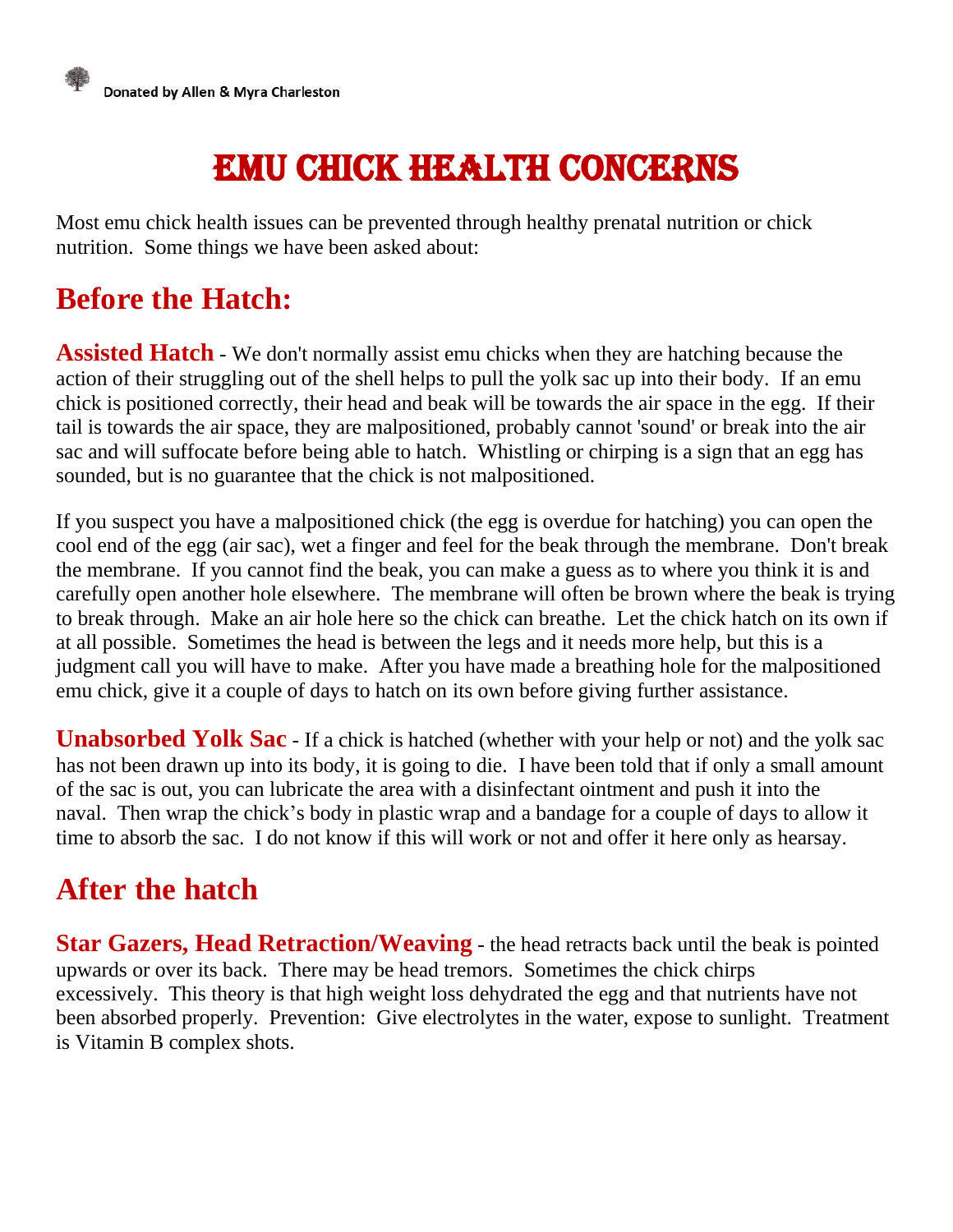Donated by Allen & Myra Charleston

# Emu Chick Health Concerns

Most emu chick health issues can be prevented through healthy prenatal nutrition or chick nutrition. Some things we have been asked about:

## Before the Hatch:

**Assisted Hatch** - We don't normally assist emu chicks when they are hatching because the action of their struggling out of the shell helps to pull the yolk sac up into their body. If an emu chick is positioned correctly, their head and beak will be towards the air space in the egg. If their tail is towards the air space, they are malpositioned, probably cannot 'sound' or break into the air sac and will suffocate before being able to hatch. Whistling or chirping is a sign that an egg has sounded, but is no guarantee that the chick is not malpositioned.

If you suspect you have a malpositioned chick (the egg is overdue for hatching) you can open the cool end of the egg (air sac), wet a finger and feel for the beak through the membrane. Don't break the membrane. If you cannot find the beak, you can make a guess as to where you think it is and carefully open another hole elsewhere. The membrane will often be brown where the beak is trying to break through. Make an air hole here so the chick can breathe. Let the chick hatch on its own if at all possible. Sometimes the head is between the legs and it needs more help, but this is a judgment call you will have to make. After you have made a breathing hole for the malpositioned emu chick, give it a couple of days to hatch on its own before giving further assistance.

**Unabsorbed Yolk Sac** - If a chick is hatched (whether with your help or not) and the yolk sac has not been drawn up into its body, it is going to die. I have been told that if only a small amount of the sac is out, you can lubricate the area with a disinfectant ointment and push it into the naval. Then wrap the chick's body in plastic wrap and a bandage for a couple of days to allow it time to absorb the sac. I do not know if this will work or not and offer it here only as hearsay.

## After the hatch

**Star Gazers, Head Retraction/Weaving** - the head retracts back until the beak is pointed upwards or over its back. There may be head tremors. Sometimes the chick chirps excessively. This theory is that high weight loss dehydrated the egg and that nutrients have not been absorbed properly. Prevention: Give electrolytes in the water, expose to sunlight. Treatment is Vitamin B complex shots.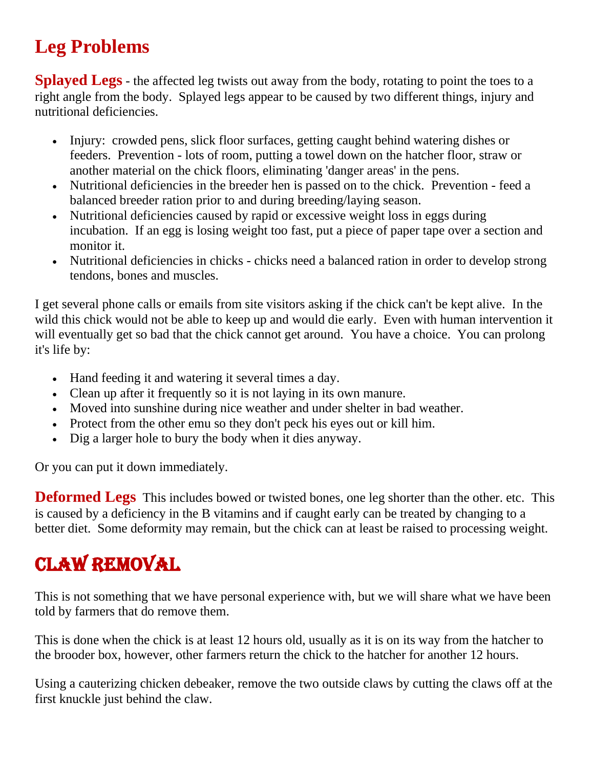# Leg Problems

**Splayed Legs** - the affected leg twists out away from the body, rotating to point the toes to a right angle from the body. Splayed legs appear to be caused by two different things, injury and nutritional deficiencies.

- Injury: crowded pens, slick floor surfaces, getting caught behind watering dishes or feeders. Prevention - lots of room, putting a towel down on the hatcher floor, straw or another material on the chick floors, eliminating 'danger areas' in the pens.
- Nutritional deficiencies in the breeder hen is passed on to the chick. Prevention - feed a balanced breeder ration prior to and during breeding/laying season.
- Nutritional deficiencies caused by rapid or excessive weight loss in eggs during incubation. If an egg is losing weight too fast, put a piece of paper tape over a section and monitor it.
- Nutritional deficiencies in chicks - chicks need a balanced ration in order to develop strong tendons, bones and muscles.

I get several phone calls or emails from site visitors asking if the chick can't be kept alive. In the wild this chick would not be able to keep up and would die early. Even with human intervention it will eventually get so bad that the chick cannot get around. You have a choice. You can prolong it's life by:

- Hand feeding it and watering it several times a day.
- Clean up after it frequently so it is not laying in its own manure.
- Moved into sunshine during nice weather and under shelter in bad weather.
- Protect from the other emu so they don't peck his eyes out or kill him.
- Dig a larger hole to bury the body when it dies anyway.

Or you can put it down immediately.

**Deformed Legs** This includes bowed or twisted bones, one leg shorter than the other. etc. This is caused by a deficiency in the B vitamins and if caught early can be treated by changing to a better diet. Some deformity may remain, but the chick can at least be raised to processing weight.

# Claw Removal

This is not something that we have personal experience with, but we will share what we have been told by farmers that do remove them.

This is done when the chick is at least 12 hours old, usually as it is on its way from the hatcher to the brooder box, however, other farmers return the chick to the hatcher for another 12 hours.

Using a cauterizing chicken debeaker, remove the two outside claws by cutting the claws off at the first knuckle just behind the claw.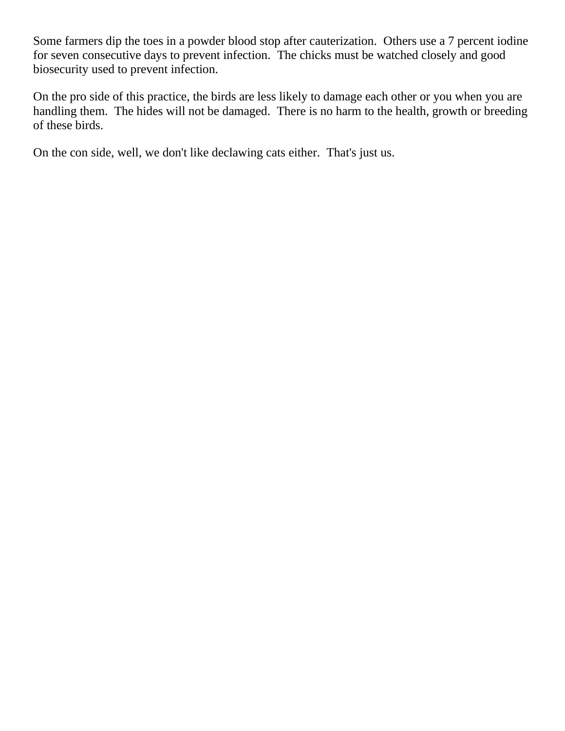Some farmers dip the toes in a powder blood stop after cauterization. Others use a 7 percent iodine for seven consecutive days to prevent infection. The chicks must be watched closely and good biosecurity used to prevent infection.

On the pro side of this practice, the birds are less likely to damage each other or you when you are handling them. The hides will not be damaged. There is no harm to the health, growth or breeding of these birds.

On the con side, well, we don't like declawing cats either. That's just us.